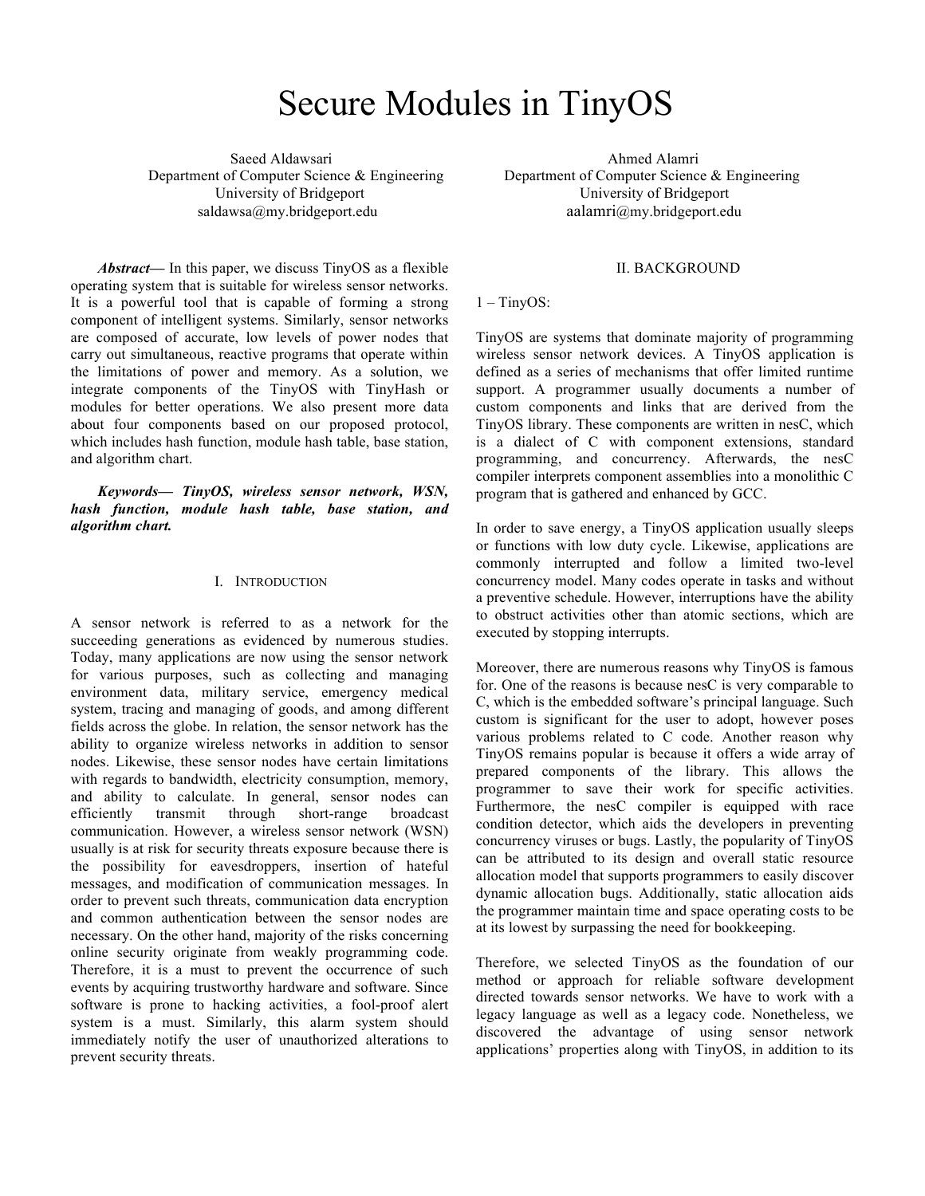# Secure Modules in TinyOS

Saeed Aldawsari
Department of Computer Science & Engineering
University of Bridgeport
saldawsa@my.bridgeport.edu

Ahmed Alamri
Department of Computer Science & Engineering
University of Bridgeport
aalamri@my.bridgeport.edu

***Abstract*****—** In this paper, we discuss TinyOS as a flexible operating system that is suitable for wireless sensor networks. It is a powerful tool that is capable of forming a strong component of intelligent systems. Similarly, sensor networks are composed of accurate, low levels of power nodes that carry out simultaneous, reactive programs that operate within the limitations of power and memory. As a solution, we integrate components of the TinyOS with TinyHash or modules for better operations. We also present more data about four components based on our proposed protocol, which includes hash function, module hash table, base station, and algorithm chart.

***Keywords— TinyOS, wireless sensor network, WSN, hash function, module hash table, base station, and algorithm chart.***

## I. Introduction

A sensor network is referred to as a network for the succeeding generations as evidenced by numerous studies. Today, many applications are now using the sensor network for various purposes, such as collecting and managing environment data, military service, emergency medical system, tracing and managing of goods, and among different fields across the globe. In relation, the sensor network has the ability to organize wireless networks in addition to sensor nodes. Likewise, these sensor nodes have certain limitations with regards to bandwidth, electricity consumption, memory, and ability to calculate. In general, sensor nodes can efficiently transmit through short-range broadcast communication. However, a wireless sensor network (WSN) usually is at risk for security threats exposure because there is the possibility for eavesdroppers, insertion of hateful messages, and modification of communication messages. In order to prevent such threats, communication data encryption and common authentication between the sensor nodes are necessary. On the other hand, majority of the risks concerning online security originate from weakly programming code. Therefore, it is a must to prevent the occurrence of such events by acquiring trustworthy hardware and software. Since software is prone to hacking activities, a fool-proof alert system is a must. Similarly, this alarm system should immediately notify the user of unauthorized alterations to prevent security threats.

## II. Background

1 – TinyOS:

TinyOS are systems that dominate majority of programming wireless sensor network devices. A TinyOS application is defined as a series of mechanisms that offer limited runtime support. A programmer usually documents a number of custom components and links that are derived from the TinyOS library. These components are written in nesC, which is a dialect of C with component extensions, standard programming, and concurrency. Afterwards, the nesC compiler interprets component assemblies into a monolithic C program that is gathered and enhanced by GCC.

In order to save energy, a TinyOS application usually sleeps or functions with low duty cycle. Likewise, applications are commonly interrupted and follow a limited two-level concurrency model. Many codes operate in tasks and without a preventive schedule. However, interruptions have the ability to obstruct activities other than atomic sections, which are executed by stopping interrupts.

Moreover, there are numerous reasons why TinyOS is famous for. One of the reasons is because nesC is very comparable to C, which is the embedded software's principal language. Such custom is significant for the user to adopt, however poses various problems related to C code. Another reason why TinyOS remains popular is because it offers a wide array of prepared components of the library. This allows the programmer to save their work for specific activities. Furthermore, the nesC compiler is equipped with race condition detector, which aids the developers in preventing concurrency viruses or bugs. Lastly, the popularity of TinyOS can be attributed to its design and overall static resource allocation model that supports programmers to easily discover dynamic allocation bugs. Additionally, static allocation aids the programmer maintain time and space operating costs to be at its lowest by surpassing the need for bookkeeping.

Therefore, we selected TinyOS as the foundation of our method or approach for reliable software development directed towards sensor networks. We have to work with a legacy language as well as a legacy code. Nonetheless, we discovered the advantage of using sensor network applications' properties along with TinyOS, in addition to its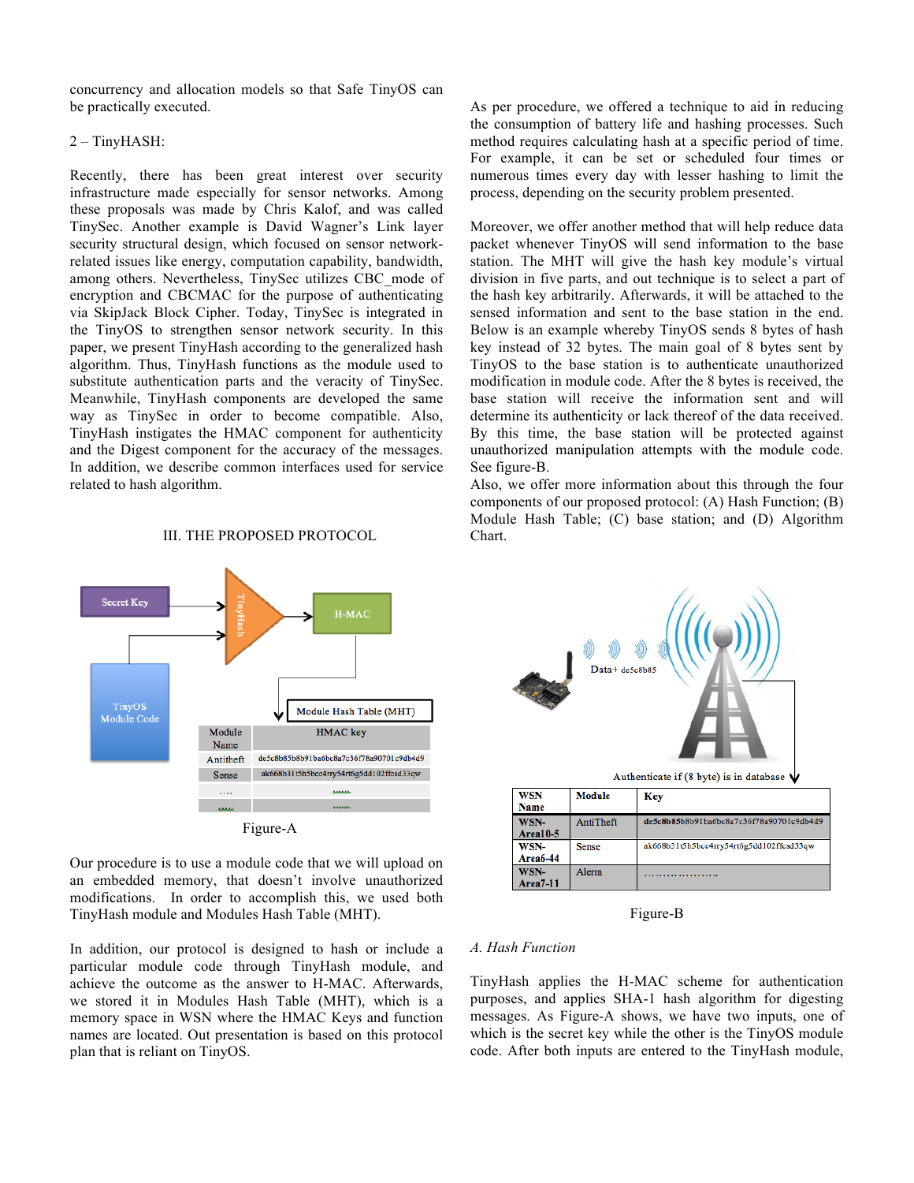concurrency and allocation models so that Safe TinyOS can be practically executed.

2 – TinyHASH:

Recently, there has been great interest over security infrastructure made especially for sensor networks. Among these proposals was made by Chris Kalof, and was called TinySec. Another example is David Wagner's Link layer security structural design, which focused on sensor network-related issues like energy, computation capability, bandwidth, among others. Nevertheless, TinySec utilizes CBC_mode of encryption and CBCMAC for the purpose of authenticating via SkipJack Block Cipher. Today, TinySec is integrated in the TinyOS to strengthen sensor network security. In this paper, we present TinyHash according to the generalized hash algorithm. Thus, TinyHash functions as the module used to substitute authentication parts and the veracity of TinySec. Meanwhile, TinyHash components are developed the same way as TinySec in order to become compatible. Also, TinyHash instigates the HMAC component for authenticity and the Digest component for the accuracy of the messages. In addition, we describe common interfaces used for service related to hash algorithm.

## III. THE PROPOSED PROTOCOL

| Module Name | HMAC key |
|---|---|
| Antitheft | de5c8b85b8b91ba6bc8a7c36f78a90701c9db4d9 |
| Sense | ak668b31t5h5bcc4rry54rt6g5dd102ffcsd33qw |
| …. | ….. |
| ….. | ….. |

Figure-A

Our procedure is to use a module code that we will upload on an embedded memory, that doesn't involve unauthorized modifications. In order to accomplish this, we used both TinyHash module and Modules Hash Table (MHT).

In addition, our protocol is designed to hash or include a particular module code through TinyHash module, and achieve the outcome as the answer to H-MAC. Afterwards, we stored it in Modules Hash Table (MHT), which is a memory space in WSN where the HMAC Keys and function names are located. Out presentation is based on this protocol plan that is reliant on TinyOS.

As per procedure, we offered a technique to aid in reducing the consumption of battery life and hashing processes. Such method requires calculating hash at a specific period of time. For example, it can be set or scheduled four times or numerous times every day with lesser hashing to limit the process, depending on the security problem presented.

Moreover, we offer another method that will help reduce data packet whenever TinyOS will send information to the base station. The MHT will give the hash key module's virtual division in five parts, and out technique is to select a part of the hash key arbitrarily. Afterwards, it will be attached to the sensed information and sent to the base station in the end. Below is an example whereby TinyOS sends 8 bytes of hash key instead of 32 bytes. The main goal of 8 bytes sent by TinyOS to the base station is to authenticate unauthorized modification in module code. After the 8 bytes is received, the base station will receive the information sent and will determine its authenticity or lack thereof of the data received. By this time, the base station will be protected against unauthorized manipulation attempts with the module code. See figure-B.

Also, we offer more information about this through the four components of our proposed protocol: (A) Hash Function; (B) Module Hash Table; (C) base station; and (D) Algorithm Chart.

| WSN Name | Module | Key |
|---|---|---|
| WSN-Area10-5 | AntiTheft | de5c8b85b8b91ba6bc8a7c36f78a90701c9db4d9 |
| WSN-Area6-44 | Sense | ak668b31t5h5bcc4rry54rt6g5dd102ffcsd33qw |
| WSN-Area7-11 | Alerm | ………………… |

Figure-B

### A. Hash Function

TinyHash applies the H-MAC scheme for authentication purposes, and applies SHA-1 hash algorithm for digesting messages. As Figure-A shows, we have two inputs, one of which is the secret key while the other is the TinyOS module code. After both inputs are entered to the TinyHash module,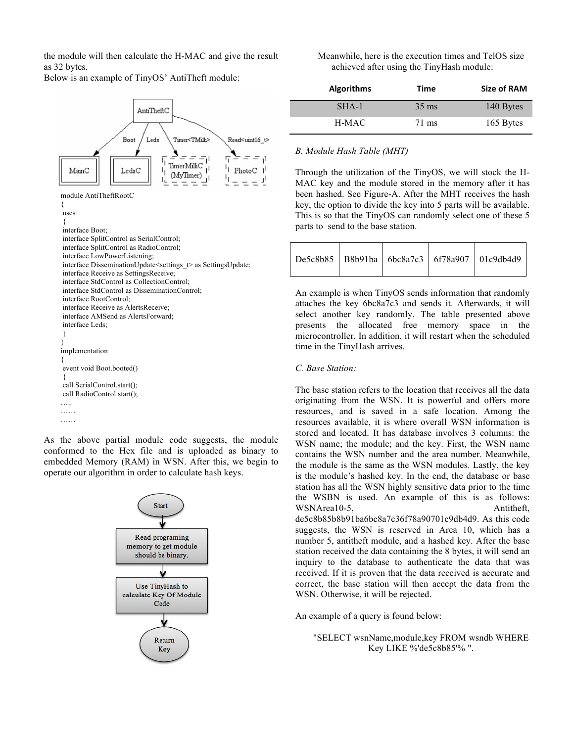the module will then calculate the H-MAC and give the result as 32 bytes.

Below is an example of TinyOS' AntiTheft module:

```
module AntiTheftRootC
{
 uses
 {
 interface Boot;
 interface SplitControl as SerialControl;
 interface SplitControl as RadioControl;
 interface LowPowerListening;
 interface DisseminationUpdate<settings_t> as SettingsUpdate;
 interface Receive as SettingsReceive;
 interface StdControl as CollectionControl;
 interface StdControl as DisseminationControl;
 interface RootControl;
 interface Receive as AlertsReceive;
 interface AMSend as AlertsForward;
 interface Leds;
 }
}
implementation
{
 event void Boot.booted()
 {
 call SerialControl.start();
 call RadioControl.start();
…..
……
……
```

As the above partial module code suggests, the module conformed to the Hex file and is uploaded as binary to embedded Memory (RAM) in WSN. After this, we begin to operate our algorithm in order to calculate hash keys.

Meanwhile, here is the execution times and TelOS size achieved after using the TinyHash module:

| Algorithms | Time | Size of RAM |
|---|---|---|
| SHA-1 | 35 ms | 140 Bytes |
| H-MAC | 71 ms | 165 Bytes |

*B. Module Hash Table (MHT)*

Through the utilization of the TinyOS, we will stock the H-MAC key and the module stored in the memory after it has been hashed. See Figure-A. After the MHT receives the hash key, the option to divide the key into 5 parts will be available. This is so that the TinyOS can randomly select one of these 5 parts to send to the base station.

| De5c8b85 | B8b91ba | 6bc8a7c3 | 6f78a907 | 01c9db4d9 |
|---|---|---|---|---|

An example is when TinyOS sends information that randomly attaches the key 6bc8a7c3 and sends it. Afterwards, it will select another key randomly. The table presented above presents the allocated free memory space in the microcontroller. In addition, it will restart when the scheduled time in the TinyHash arrives.

*C. Base Station:*

The base station refers to the location that receives all the data originating from the WSN. It is powerful and offers more resources, and is saved in a safe location. Among the resources available, it is where overall WSN information is stored and located. It has database involves 3 columns: the WSN name; the module; and the key. First, the WSN name contains the WSN number and the area number. Meanwhile, the module is the same as the WSN modules. Lastly, the key is the module's hashed key. In the end, the database or base station has all the WSN highly sensitive data prior to the time the WSBN is used. An example of this is as follows: WSNArea10-5, Antitheft, de5c8b85b8b91ba6bc8a7c36f78a90701c9db4d9. As this code suggests, the WSN is reserved in Area 10, which has a number 5, antitheft module, and a hashed key. After the base station received the data containing the 8 bytes, it will send an inquiry to the database to authenticate the data that was received. If it is proven that the data received is accurate and correct, the base station will then accept the data from the WSN. Otherwise, it will be rejected.

An example of a query is found below:

"SELECT wsnName,module,key FROM wsndb WHERE Key LIKE %'de5c8b85'% ".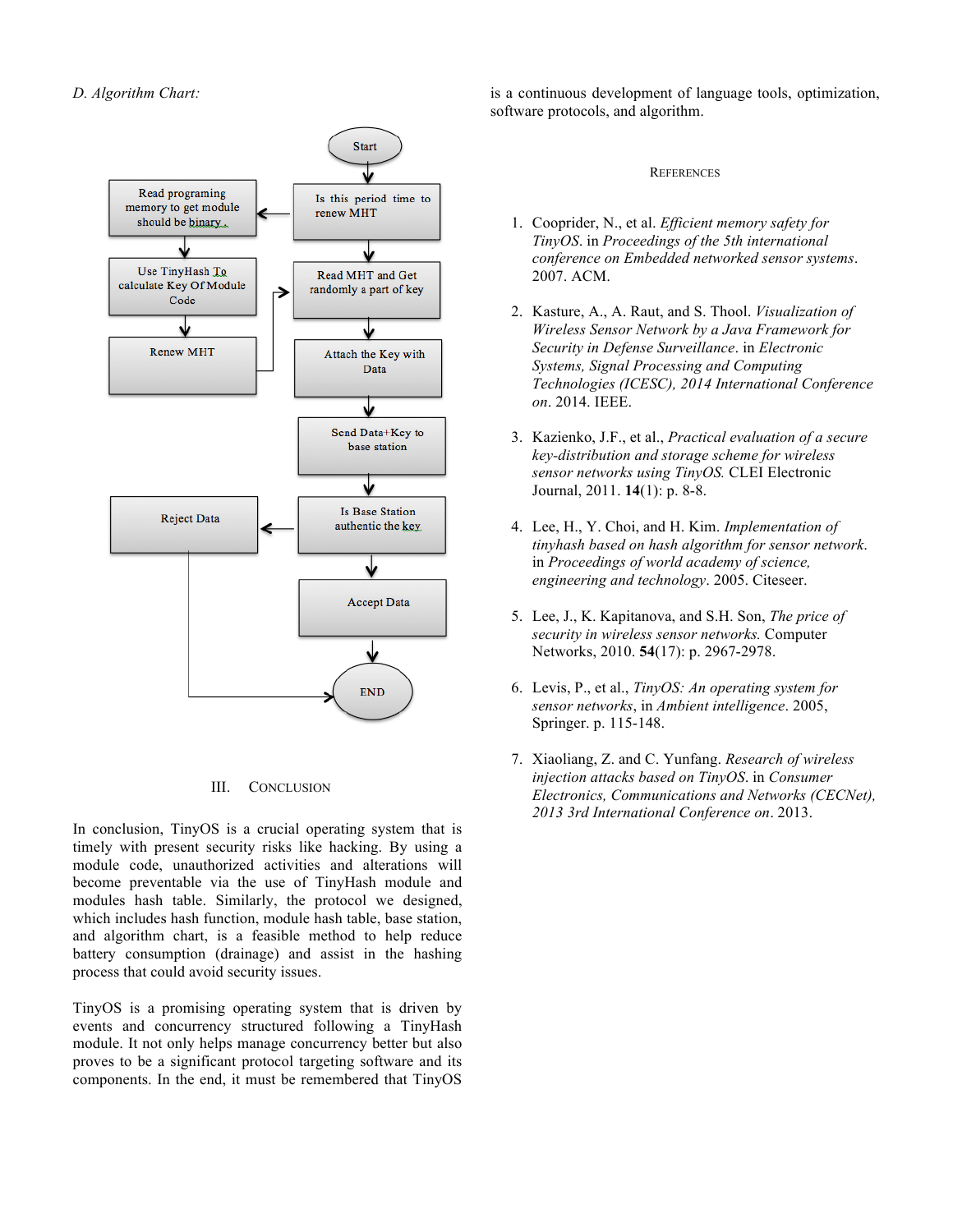*D. Algorithm Chart:*

Start

Is this period time to renew MHT

Read programing memory to get module should be binary

Use TinyHash To calculate Key Of Module Code

Renew MHT

Read MHT and Get randomly a part of key

Attach the Key with Data

Send Data+Key to base station

Is Base Station authentic the key

Reject Data

Accept Data

END

## III. CONCLUSION

In conclusion, TinyOS is a crucial operating system that is timely with present security risks like hacking. By using a module code, unauthorized activities and alterations will become preventable via the use of TinyHash module and modules hash table. Similarly, the protocol we designed, which includes hash function, module hash table, base station, and algorithm chart, is a feasible method to help reduce battery consumption (drainage) and assist in the hashing process that could avoid security issues.

TinyOS is a promising operating system that is driven by events and concurrency structured following a TinyHash module. It not only helps manage concurrency better but also proves to be a significant protocol targeting software and its components. In the end, it must be remembered that TinyOS is a continuous development of language tools, optimization, software protocols, and algorithm.

## REFERENCES

1. Cooprider, N., et al. *Efficient memory safety for TinyOS*. in *Proceedings of the 5th international conference on Embedded networked sensor systems*. 2007. ACM.
2. Kasture, A., A. Raut, and S. Thool. *Visualization of Wireless Sensor Network by a Java Framework for Security in Defense Surveillance*. in *Electronic Systems, Signal Processing and Computing Technologies (ICESC), 2014 International Conference on*. 2014. IEEE.
3. Kazienko, J.F., et al., *Practical evaluation of a secure key-distribution and storage scheme for wireless sensor networks using TinyOS.* CLEI Electronic Journal, 2011. **14**(1): p. 8-8.
4. Lee, H., Y. Choi, and H. Kim. *Implementation of tinyhash based on hash algorithm for sensor network*. in *Proceedings of world academy of science, engineering and technology*. 2005. Citeseer.
5. Lee, J., K. Kapitanova, and S.H. Son, *The price of security in wireless sensor networks.* Computer Networks, 2010. **54**(17): p. 2967-2978.
6. Levis, P., et al., *TinyOS: An operating system for sensor networks*, in *Ambient intelligence*. 2005, Springer. p. 115-148.
7. Xiaoliang, Z. and C. Yunfang. *Research of wireless injection attacks based on TinyOS*. in *Consumer Electronics, Communications and Networks (CECNet), 2013 3rd International Conference on*. 2013.